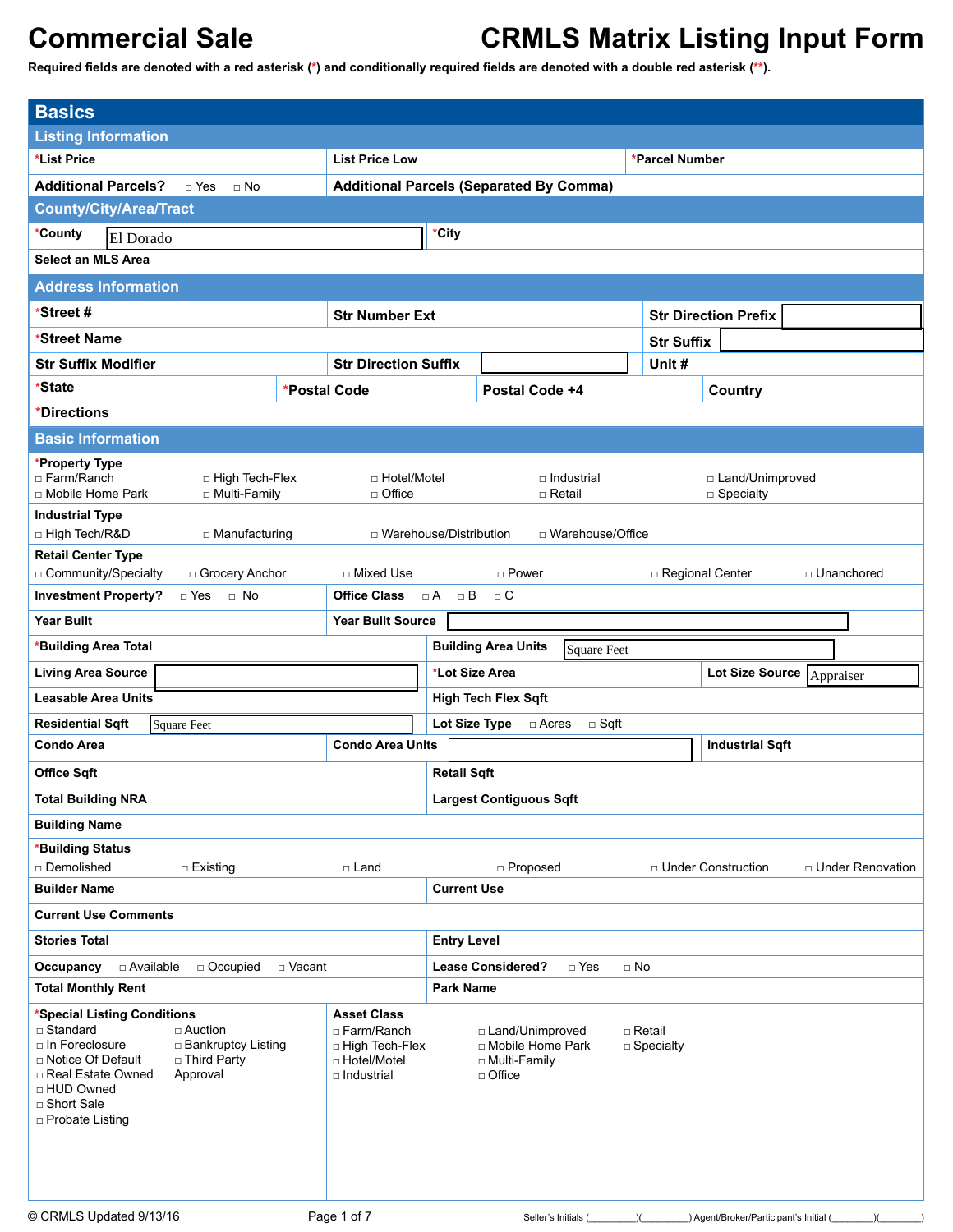# Commercial Sale — CRMLS Matrix Listing Input Form

Required fields are denoted with a red asterisk (*) and conditionally required fields are denoted with a double red asterisk (**).

## Basics

### Listing Information

| *List Price | List Price Low | *Parcel Number |
|---|---|---|
| Additional Parcels? ☐ Yes ☐ No | Additional Parcels (Separated By Comma) | |

### County/City/Area/Tract

| *County: El Dorado | *City |
|---|---|
| Select an MLS Area | |

### Address Information

| *Street # | Str Number Ext | Str Direction Prefix |
|---|---|---|
| *Street Name | | Str Suffix |
| Str Suffix Modifier | Str Direction Suffix | Unit # |
| *State | *Postal Code | Postal Code +4 | Country |
| *Directions | | | |

### Basic Information

**\*Property Type**
☐ Farm/Ranch ☐ High Tech-Flex ☐ Hotel/Motel ☐ Industrial ☐ Land/Unimproved
☐ Mobile Home Park ☐ Multi-Family ☐ Office ☐ Retail ☐ Specialty

**Industrial Type**
☐ High Tech/R&D ☐ Manufacturing ☐ Warehouse/Distribution ☐ Warehouse/Office

**Retail Center Type**
☐ Community/Specialty ☐ Grocery Anchor ☐ Mixed Use ☐ Power ☐ Regional Center ☐ Unanchored

| | |
|---|---|
| Investment Property? ☐ Yes ☐ No | Office Class ☐ A ☐ B ☐ C |
| Year Built | Year Built Source |
| *Building Area Total | Building Area Units: Square Feet |
| Living Area Source | *Lot Size Area / Lot Size Source: Appraiser |
| Leasable Area Units | High Tech Flex Sqft |
| Residential Sqft: Square Feet | Lot Size Type ☐ Acres ☐ Sqft |
| Condo Area / Condo Area Units | Industrial Sqft |
| Office Sqft | Retail Sqft |
| Total Building NRA | Largest Contiguous Sqft |
| Building Name | |

**\*Building Status**
☐ Demolished ☐ Existing ☐ Land ☐ Proposed ☐ Under Construction ☐ Under Renovation

| | |
|---|---|
| Builder Name | Current Use |
| Current Use Comments | |
| Stories Total | Entry Level |
| Occupancy ☐ Available ☐ Occupied ☐ Vacant | Lease Considered? ☐ Yes ☐ No |
| Total Monthly Rent | Park Name |

**\*Special Listing Conditions**
☐ Standard
☐ In Foreclosure
☐ Notice Of Default
☐ Real Estate Owned
☐ HUD Owned
☐ Short Sale
☐ Probate Listing
☐ Auction
☐ Bankruptcy Listing
☐ Third Party Approval

**Asset Class**
☐ Farm/Ranch
☐ High Tech-Flex
☐ Hotel/Motel
☐ Industrial
☐ Land/Unimproved
☐ Mobile Home Park
☐ Multi-Family
☐ Office
☐ Retail
☐ Specialty

© CRMLS Updated 9/13/16

Seller's Initials (________)(________) Agent/Broker/Participant's Initial (________)(________)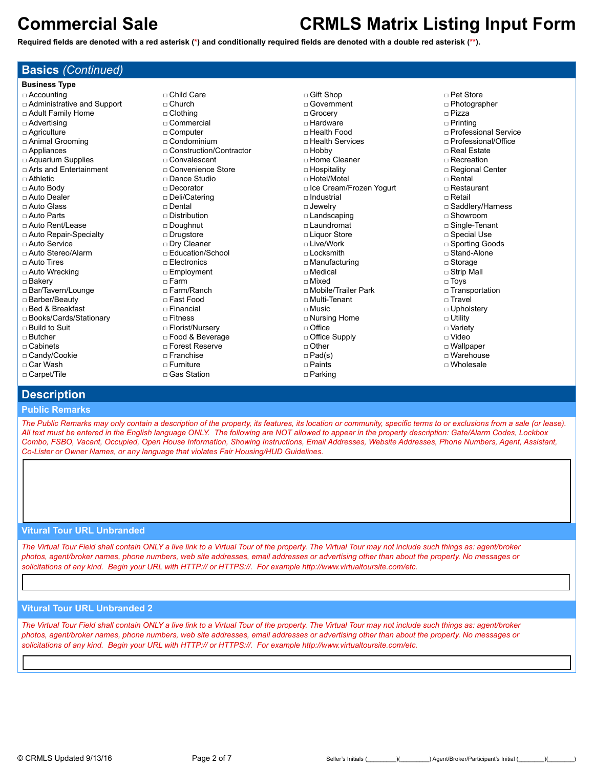# Commercial Sale — CRMLS Matrix Listing Input Form

**Required fields are denoted with a red asterisk (*) and conditionally required fields are denoted with a double red asterisk (**).**

## Basics *(Continued)*

**Business Type**

- □ Accounting
- □ Administrative and Support
- □ Adult Family Home
- □ Advertising
- □ Agriculture
- □ Animal Grooming
- □ Appliances
- □ Aquarium Supplies
- □ Arts and Entertainment
- □ Athletic
- □ Auto Body
- □ Auto Dealer
- □ Auto Glass
- □ Auto Parts
- □ Auto Rent/Lease
- □ Auto Repair-Specialty
- □ Auto Service
- □ Auto Stereo/Alarm
- □ Auto Tires
- □ Auto Wrecking
- □ Bakery
- □ Bar/Tavern/Lounge
- □ Barber/Beauty
- □ Bed & Breakfast
- □ Books/Cards/Stationary
- □ Build to Suit
- □ Butcher
- □ Cabinets
- □ Candy/Cookie
- □ Car Wash
- □ Carpet/Tile
- □ Child Care
- □ Church
- □ Clothing
- □ Commercial
- □ Computer
- □ Condominium
- □ Construction/Contractor
- □ Convalescent
- □ Convenience Store
- □ Dance Studio
- □ Decorator
- □ Deli/Catering
- □ Dental
- □ Distribution
- □ Doughnut
- □ Drugstore
- □ Dry Cleaner
- □ Education/School
- □ Electronics
- □ Employment
- □ Farm
- □ Farm/Ranch
- □ Fast Food
- □ Financial
- □ Fitness
- □ Florist/Nursery
- □ Food & Beverage
- □ Forest Reserve
- □ Franchise
- □ Furniture
- □ Gas Station
- □ Gift Shop
- □ Government
- □ Grocery
- □ Hardware
- □ Health Food
- □ Health Services
- □ Hobby
- □ Home Cleaner
- □ Hospitality
- □ Hotel/Motel
- □ Ice Cream/Frozen Yogurt
- □ Industrial
- □ Jewelry
- □ Landscaping
- □ Laundromat
- □ Liquor Store
- □ Live/Work
- □ Locksmith
- □ Manufacturing
- □ Medical
- □ Mixed
- □ Mobile/Trailer Park
- □ Multi-Tenant
- □ Music
- □ Nursing Home
- □ Office
- □ Office Supply
- □ Other
- □ Pad(s)
- □ Paints
- □ Parking
- □ Pet Store
- □ Photographer
- □ Pizza
- □ Printing
- □ Professional Service
- □ Professional/Office
- □ Real Estate
- □ Recreation
- □ Regional Center
- □ Rental
- □ Restaurant
- □ Retail
- □ Saddlery/Harness
- □ Showroom
- □ Single-Tenant
- □ Special Use
- □ Sporting Goods
- □ Stand-Alone
- □ Storage
- □ Strip Mall
- □ Toys
- □ Transportation
- □ Travel
- □ Upholstery
- □ Utility
- □ Variety
- □ Video
- □ Wallpaper
- □ Warehouse
- □ Wholesale

## Description

### Public Remarks

*The Public Remarks may only contain a description of the property, its features, its location or community, specific terms to or exclusions from a sale (or lease). All text must be entered in the English language ONLY. The following are NOT allowed to appear in the property description: Gate/Alarm Codes, Lockbox Combo, FSBO, Vacant, Occupied, Open House Information, Showing Instructions, Email Addresses, Website Addresses, Phone Numbers, Agent, Assistant, Co-Lister or Owner Names, or any language that violates Fair Housing/HUD Guidelines.*

### Vitural Tour URL Unbranded

*The Virtual Tour Field shall contain ONLY a live link to a Virtual Tour of the property. The Virtual Tour may not include such things as: agent/broker photos, agent/broker names, phone numbers, web site addresses, email addresses or advertising other than about the property. No messages or solicitations of any kind. Begin your URL with HTTP:// or HTTPS://. For example http://www.virtualtoursite.com/etc.*

### Vitural Tour URL Unbranded 2

*The Virtual Tour Field shall contain ONLY a live link to a Virtual Tour of the property. The Virtual Tour may not include such things as: agent/broker photos, agent/broker names, phone numbers, web site addresses, email addresses or advertising other than about the property. No messages or solicitations of any kind. Begin your URL with HTTP:// or HTTPS://. For example http://www.virtualtoursite.com/etc.*

© CRMLS Updated 9/13/16 — Seller's Initials (________)(________) Agent/Broker/Participant's Initial (________)(________)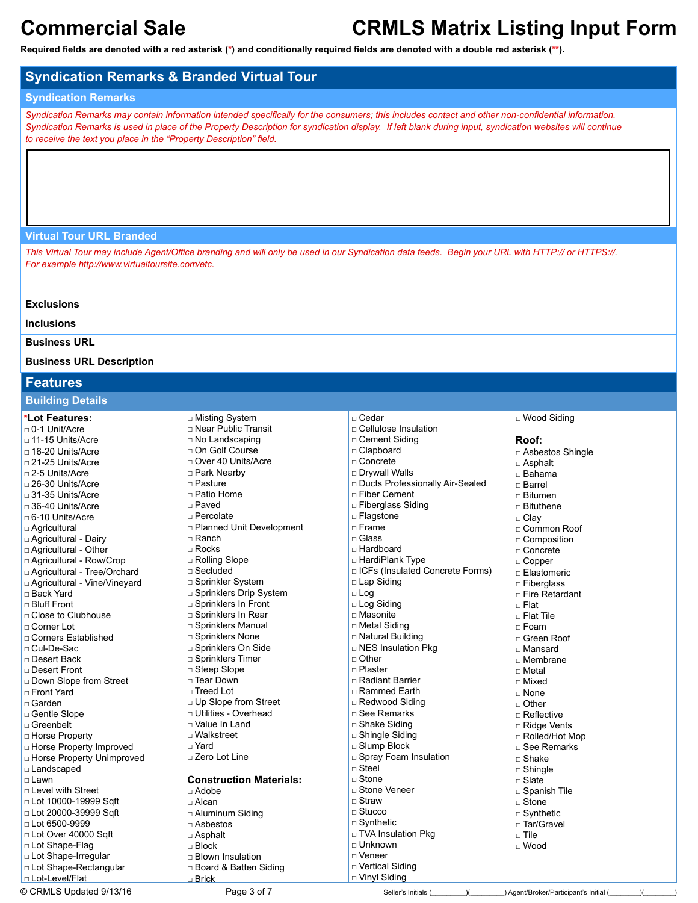# Commercial Sale

# CRMLS Matrix Listing Input Form

**Required fields are denoted with a red asterisk (*) and conditionally required fields are denoted with a double red asterisk (**).**

## Syndication Remarks & Branded Virtual Tour

### Syndication Remarks

*Syndication Remarks may contain information intended specifically for the consumers; this includes contact and other non-confidential information. Syndication Remarks is used in place of the Property Description for syndication display. If left blank during input, syndication websites will continue to receive the text you place in the "Property Description" field.*

### Virtual Tour URL Branded

*This Virtual Tour may include Agent/Office branding and will only be used in our Syndication data feeds. Begin your URL with HTTP:// or HTTPS://. For example http://www.virtualtoursite.com/etc.*

**Exclusions**

**Inclusions**

**Business URL**

**Business URL Description**

## Features

### Building Details

***Lot Features:**

- □ 0-1 Unit/Acre
- □ 11-15 Units/Acre
- □ 16-20 Units/Acre
- □ 21-25 Units/Acre
- □ 2-5 Units/Acre
- □ 26-30 Units/Acre
- □ 31-35 Units/Acre
- □ 36-40 Units/Acre
- □ 6-10 Units/Acre
- □ Agricultural
- □ Agricultural - Dairy
- □ Agricultural - Other
- □ Agricultural - Row/Crop
- □ Agricultural - Tree/Orchard
- □ Agricultural - Vine/Vineyard
- □ Back Yard
- □ Bluff Front
- □ Close to Clubhouse
- □ Corner Lot
- □ Corners Established
- □ Cul-De-Sac
- □ Desert Back
- □ Desert Front
- □ Down Slope from Street
- □ Front Yard
- □ Garden
- □ Gentle Slope
- □ Greenbelt
- □ Horse Property
- □ Horse Property Improved
- □ Horse Property Unimproved
- □ Landscaped
- □ Lawn
- □ Level with Street
- □ Lot 10000-19999 Sqft
- □ Lot 20000-39999 Sqft
- □ Lot 6500-9999
- □ Lot Over 40000 Sqft
- □ Lot Shape-Flag
- □ Lot Shape-Irregular
- □ Lot Shape-Rectangular
- □ Lot-Level/Flat
- □ Misting System
- □ Near Public Transit
- □ No Landscaping
- □ On Golf Course
- □ Over 40 Units/Acre
- □ Park Nearby
- □ Pasture
- □ Patio Home
- □ Paved
- □ Percolate
- □ Planned Unit Development
- □ Ranch
- □ Rocks
- □ Rolling Slope
- □ Secluded
- □ Sprinkler System
- □ Sprinklers Drip System
- □ Sprinklers In Front
- □ Sprinklers In Rear
- □ Sprinklers Manual
- □ Sprinklers None
- □ Sprinklers On Side
- □ Sprinklers Timer
- □ Steep Slope
- □ Tear Down
- □ Treed Lot
- □ Up Slope from Street
- □ Utilities - Overhead
- □ Value In Land
- □ Walkstreet
- □ Yard
- □ Zero Lot Line

**Construction Materials:**

- □ Adobe
- □ Alcan
- □ Aluminum Siding
- □ Asbestos
- □ Asphalt
- □ Block
- □ Blown Insulation
- □ Board & Batten Siding
- □ Brick
- □ Cedar
- □ Cellulose Insulation
- □ Cement Siding
- □ Clapboard
- □ Concrete
- □ Drywall Walls
- □ Ducts Professionally Air-Sealed
- □ Fiber Cement
- □ Fiberglass Siding
- □ Flagstone
- □ Frame
- □ Glass
- □ Hardboard
- □ HardiPlank Type
- □ ICFs (Insulated Concrete Forms)
- □ Lap Siding
- □ Log
- □ Log Siding
- □ Masonite
- □ Metal Siding
- □ Natural Building
- □ NES Insulation Pkg
- □ Other
- □ Plaster
- □ Radiant Barrier
- □ Rammed Earth
- □ Redwood Siding
- □ See Remarks
- □ Shake Siding
- □ Shingle Siding
- □ Slump Block
- □ Spray Foam Insulation
- □ Steel
- □ Stone
- □ Stone Veneer
- □ Straw
- □ Stucco
- □ Synthetic
- □ TVA Insulation Pkg
- □ Unknown
- □ Veneer
- □ Vertical Siding
- □ Vinyl Siding
- □ Wood Siding

**Roof:**

- □ Asbestos Shingle
- □ Asphalt
- □ Bahama
- □ Barrel
- □ Bitumen
- □ Bituthene
- □ Clay
- □ Common Roof
- □ Composition
- □ Concrete
- □ Copper
- □ Elastomeric
- □ Fiberglass
- □ Fire Retardant
- □ Flat
- □ Flat Tile
- □ Foam
- □ Green Roof
- □ Mansard
- □ Membrane
- □ Metal
- □ Mixed
- □ None
- □ Other
- □ Reflective
- □ Ridge Vents
- □ Rolled/Hot Mop
- □ See Remarks
- □ Shake
- □ Shingle
- □ Slate
- □ Spanish Tile
- □ Stone
- □ Synthetic
- □ Tar/Gravel
- □ Tile
- □ Wood

© CRMLS Updated 9/13/16 Seller's Initials (_________)(_________) Agent/Broker/Participant's Initial (________)(________)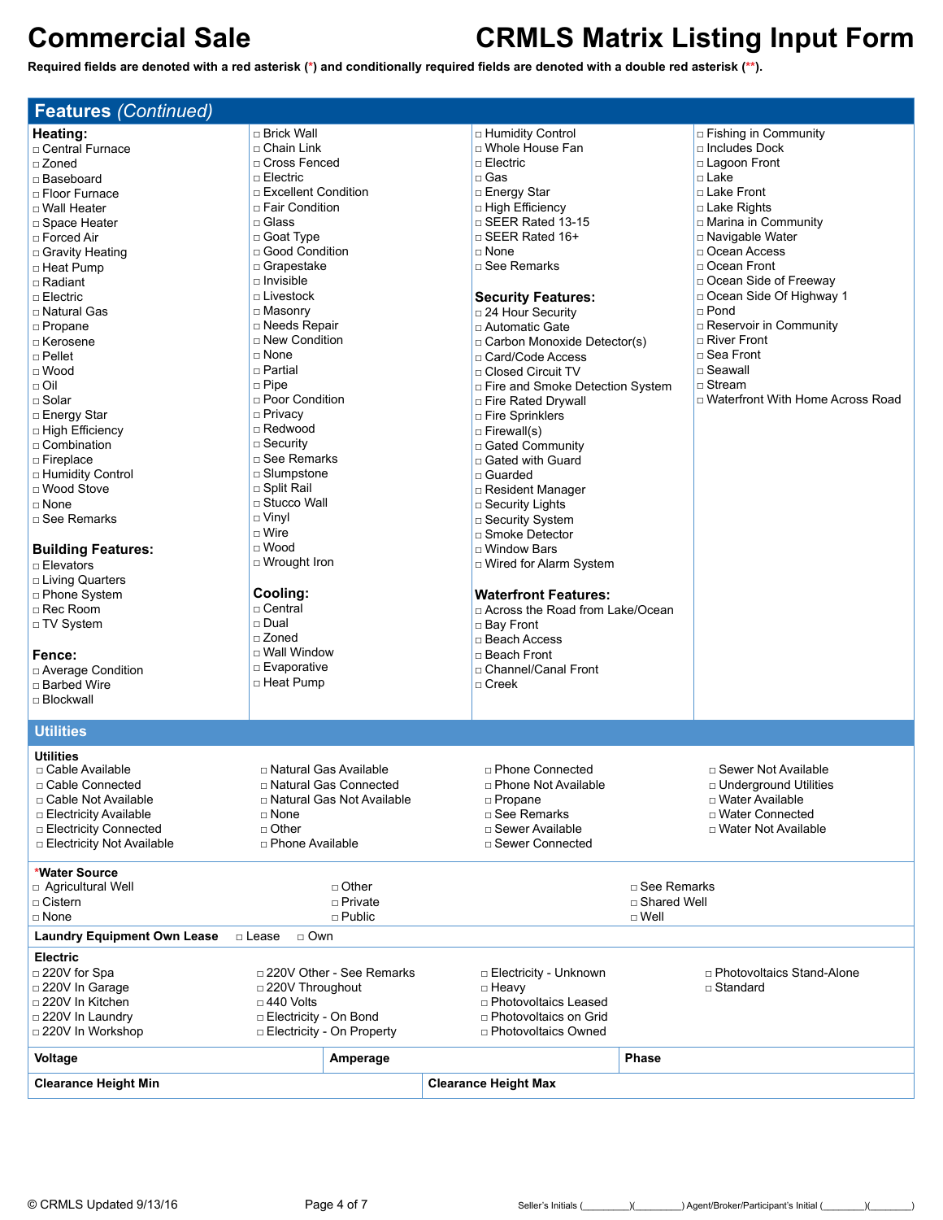# Commercial Sale — CRMLS Matrix Listing Input Form

**Required fields are denoted with a red asterisk (*) and conditionally required fields are denoted with a double red asterisk (**).**

## Features *(Continued)*

**Heating:**
- □ Central Furnace
- □ Zoned
- □ Baseboard
- □ Floor Furnace
- □ Wall Heater
- □ Space Heater
- □ Forced Air
- □ Gravity Heating
- □ Heat Pump
- □ Radiant
- □ Electric
- □ Natural Gas
- □ Propane
- □ Kerosene
- □ Pellet
- □ Wood
- □ Oil
- □ Solar
- □ Energy Star
- □ High Efficiency
- □ Combination
- □ Fireplace
- □ Humidity Control
- □ Wood Stove
- □ None
- □ See Remarks

**Building Features:**
- □ Elevators
- □ Living Quarters
- □ Phone System
- □ Rec Room
- □ TV System

**Fence:**
- □ Average Condition
- □ Barbed Wire
- □ Blockwall
- □ Brick Wall
- □ Chain Link
- □ Cross Fenced
- □ Electric
- □ Excellent Condition
- □ Fair Condition
- □ Glass
- □ Goat Type
- □ Good Condition
- □ Grapestake
- □ Invisible
- □ Livestock
- □ Masonry
- □ Needs Repair
- □ New Condition
- □ None
- □ Partial
- □ Pipe
- □ Poor Condition
- □ Privacy
- □ Redwood
- □ Security
- □ See Remarks
- □ Slumpstone
- □ Split Rail
- □ Stucco Wall
- □ Vinyl
- □ Wire
- □ Wood
- □ Wrought Iron

**Cooling:**
- □ Central
- □ Dual
- □ Zoned
- □ Wall Window
- □ Evaporative
- □ Heat Pump
- □ Humidity Control
- □ Whole House Fan
- □ Electric
- □ Gas
- □ Energy Star
- □ High Efficiency
- □ SEER Rated 13-15
- □ SEER Rated 16+
- □ None
- □ See Remarks

**Security Features:**
- □ 24 Hour Security
- □ Automatic Gate
- □ Carbon Monoxide Detector(s)
- □ Card/Code Access
- □ Closed Circuit TV
- □ Fire and Smoke Detection System
- □ Fire Rated Drywall
- □ Fire Sprinklers
- □ Firewall(s)
- □ Gated Community
- □ Gated with Guard
- □ Guarded
- □ Resident Manager
- □ Security Lights
- □ Security System
- □ Smoke Detector
- □ Window Bars
- □ Wired for Alarm System

**Waterfront Features:**
- □ Across the Road from Lake/Ocean
- □ Bay Front
- □ Beach Access
- □ Beach Front
- □ Channel/Canal Front
- □ Creek
- □ Fishing in Community
- □ Includes Dock
- □ Lagoon Front
- □ Lake
- □ Lake Front
- □ Lake Rights
- □ Marina in Community
- □ Navigable Water
- □ Ocean Access
- □ Ocean Front
- □ Ocean Side of Freeway
- □ Ocean Side Of Highway 1
- □ Pond
- □ Reservoir in Community
- □ River Front
- □ Sea Front
- □ Seawall
- □ Stream
- □ Waterfront With Home Across Road

## Utilities

**Utilities**
- □ Cable Available
- □ Cable Connected
- □ Cable Not Available
- □ Electricity Available
- □ Electricity Connected
- □ Electricity Not Available
- □ Natural Gas Available
- □ Natural Gas Connected
- □ Natural Gas Not Available
- □ None
- □ Other
- □ Phone Available
- □ Phone Connected
- □ Phone Not Available
- □ Propane
- □ See Remarks
- □ Sewer Available
- □ Sewer Connected
- □ Sewer Not Available
- □ Underground Utilities
- □ Water Available
- □ Water Connected
- □ Water Not Available

***Water Source**
- □ Agricultural Well
- □ Cistern
- □ None
- □ Other
- □ Private
- □ Public
- □ See Remarks
- □ Shared Well
- □ Well

**Laundry Equipment Own Lease** □ Lease □ Own

**Electric**
- □ 220V for Spa
- □ 220V In Garage
- □ 220V In Kitchen
- □ 220V In Laundry
- □ 220V In Workshop
- □ 220V Other - See Remarks
- □ 220V Throughout
- □ 440 Volts
- □ Electricity - On Bond
- □ Electricity - On Property
- □ Electricity - Unknown
- □ Heavy
- □ Photovoltaics Leased
- □ Photovoltaics on Grid
- □ Photovoltaics Owned
- □ Photovoltaics Stand-Alone
- □ Standard

| **Voltage** | **Amperage** | **Phase** |
|---|---|---|
| | | |

| **Clearance Height Min** | **Clearance Height Max** |
|---|---|
| | |

© CRMLS Updated 9/13/16 — Seller's Initials (________)(________) Agent/Broker/Participant's Initial (________)(________)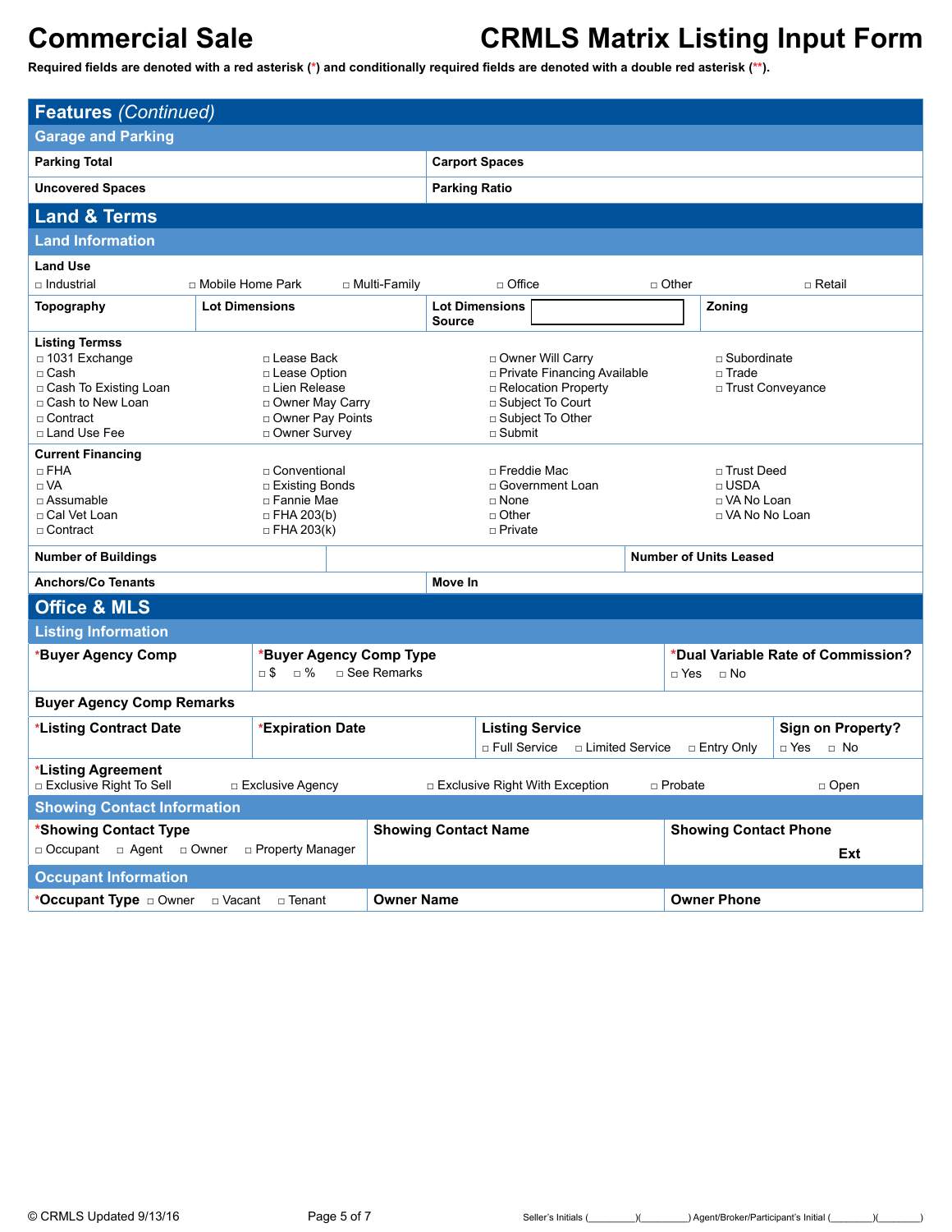# Commercial Sale

# CRMLS Matrix Listing Input Form

**Required fields are denoted with a red asterisk (*) and conditionally required fields are denoted with a double red asterisk (**).**

## Features *(Continued)*

### Garage and Parking

| | |
|---|---|
| **Parking Total** | **Carport Spaces** |
| **Uncovered Spaces** | **Parking Ratio** |

## Land & Terms

### Land Information

**Land Use**

□ Industrial □ Mobile Home Park □ Multi-Family □ Office □ Other □ Retail

| **Topography** | **Lot Dimensions** | **Lot Dimensions Source** | **Zoning** |
|---|---|---|---|

**Listing Termss**

□ 1031 Exchange
□ Cash
□ Cash To Existing Loan
□ Cash to New Loan
□ Contract
□ Land Use Fee
□ Lease Back
□ Lease Option
□ Lien Release
□ Owner May Carry
□ Owner Pay Points
□ Owner Survey
□ Owner Will Carry
□ Private Financing Available
□ Relocation Property
□ Subject To Court
□ Subject To Other
□ Submit
□ Subordinate
□ Trade
□ Trust Conveyance

**Current Financing**

□ FHA
□ VA
□ Assumable
□ Cal Vet Loan
□ Contract
□ Conventional
□ Existing Bonds
□ Fannie Mae
□ FHA 203(b)
□ FHA 203(k)
□ Freddie Mac
□ Government Loan
□ None
□ Other
□ Private
□ Trust Deed
□ USDA
□ VA No Loan
□ VA No No Loan

| | | |
|---|---|---|
| **Number of Buildings** | | **Number of Units Leased** |
| **Anchors/Co Tenants** | **Move In** | |

## Office & MLS

### Listing Information

| *Buyer Agency Comp | *Buyer Agency Comp Type<br>□ $ □ % □ See Remarks | *Dual Variable Rate of Commission?<br>□ Yes □ No |
|---|---|---|

**Buyer Agency Comp Remarks**

| *Listing Contract Date | *Expiration Date | Listing Service<br>□ Full Service □ Limited Service □ Entry Only | Sign on Property?<br>□ Yes □ No |
|---|---|---|---|

***Listing Agreement**

□ Exclusive Right To Sell □ Exclusive Agency □ Exclusive Right With Exception □ Probate □ Open

### Showing Contact Information

| *Showing Contact Type<br>□ Occupant □ Agent □ Owner □ Property Manager | Showing Contact Name | Showing Contact Phone<br>Ext |
|---|---|---|

### Occupant Information

| *Occupant Type □ Owner □ Vacant □ Tenant | Owner Name | Owner Phone |
|---|---|---|

© CRMLS Updated 9/13/16

Seller's Initials (________)(________) Agent/Broker/Participant's Initial (________)(________)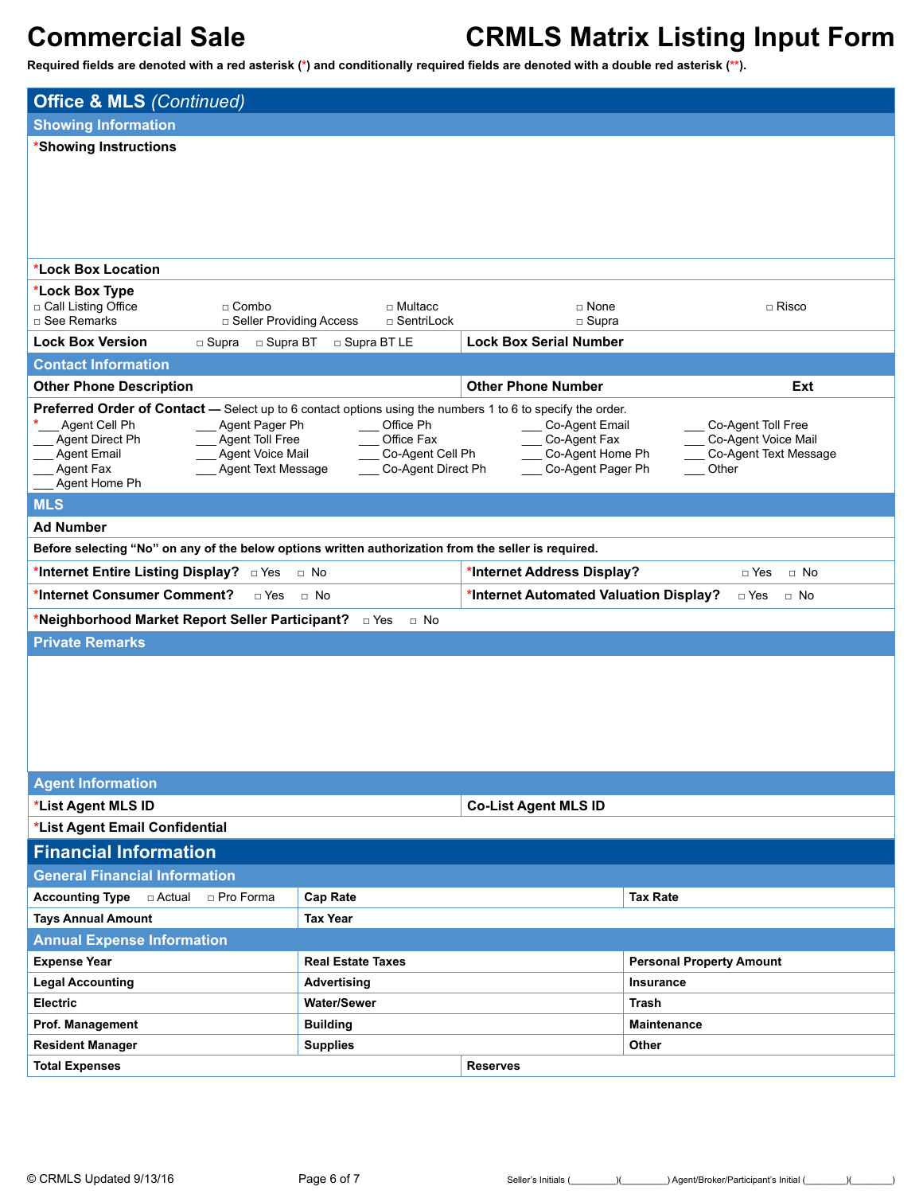# Commercial Sale — CRMLS Matrix Listing Input Form

**Required fields are denoted with a red asterisk (*) and conditionally required fields are denoted with a double red asterisk (**).**

## Office & MLS *(Continued)*

### Showing Information

***Showing Instructions**

***Lock Box Location**

***Lock Box Type**

- □ Call Listing Office
- □ Combo
- □ Multacc
- □ None
- □ Risco
- □ See Remarks
- □ Seller Providing Access
- □ SentriLock
- □ Supra

| **Lock Box Version** □ Supra □ Supra BT □ Supra BT LE | **Lock Box Serial Number** |
|---|---|

### Contact Information

| **Other Phone Description** | **Other Phone Number** | **Ext** |
|---|---|---|

**Preferred Order of Contact** — Select up to 6 contact options using the numbers 1 to 6 to specify the order.

| | | | | |
|---|---|---|---|---|
| *___ Agent Cell Ph | ___ Agent Pager Ph | ___ Office Ph | ___ Co-Agent Email | ___ Co-Agent Toll Free |
| ___ Agent Direct Ph | ___ Agent Toll Free | ___ Office Fax | ___ Co-Agent Fax | ___ Co-Agent Voice Mail |
| ___ Agent Email | ___ Agent Voice Mail | ___ Co-Agent Cell Ph | ___ Co-Agent Home Ph | ___ Co-Agent Text Message |
| ___ Agent Fax | ___ Agent Text Message | ___ Co-Agent Direct Ph | ___ Co-Agent Pager Ph | ___ Other |
| ___ Agent Home Ph | | | | |

### MLS

**Ad Number**

**Before selecting "No" on any of the below options written authorization from the seller is required.**

| | |
|---|---|
| ***Internet Entire Listing Display?** □ Yes □ No | ***Internet Address Display?** □ Yes □ No |
| ***Internet Consumer Comment?** □ Yes □ No | ***Internet Automated Valuation Display?** □ Yes □ No |

***Neighborhood Market Report Seller Participant?** □ Yes □ No

### Private Remarks

### Agent Information

| ***List Agent MLS ID** | **Co-List Agent MLS ID** |
|---|---|

***List Agent Email Confidential**

## Financial Information

### General Financial Information

| **Accounting Type** □ Actual □ Pro Forma | **Cap Rate** | **Tax Rate** |
|---|---|---|
| **Tays Annual Amount** | **Tax Year** | |

### Annual Expense Information

| **Expense Year** | **Real Estate Taxes** | **Personal Property Amount** |
|---|---|---|
| **Legal Accounting** | **Advertising** | **Insurance** |
| **Electric** | **Water/Sewer** | **Trash** |
| **Prof. Management** | **Building** | **Maintenance** |
| **Resident Manager** | **Supplies** | **Other** |
| **Total Expenses** | **Reserves** | |

© CRMLS Updated 9/13/16

Seller's Initials (________)(________) Agent/Broker/Participant's Initial (________)(________)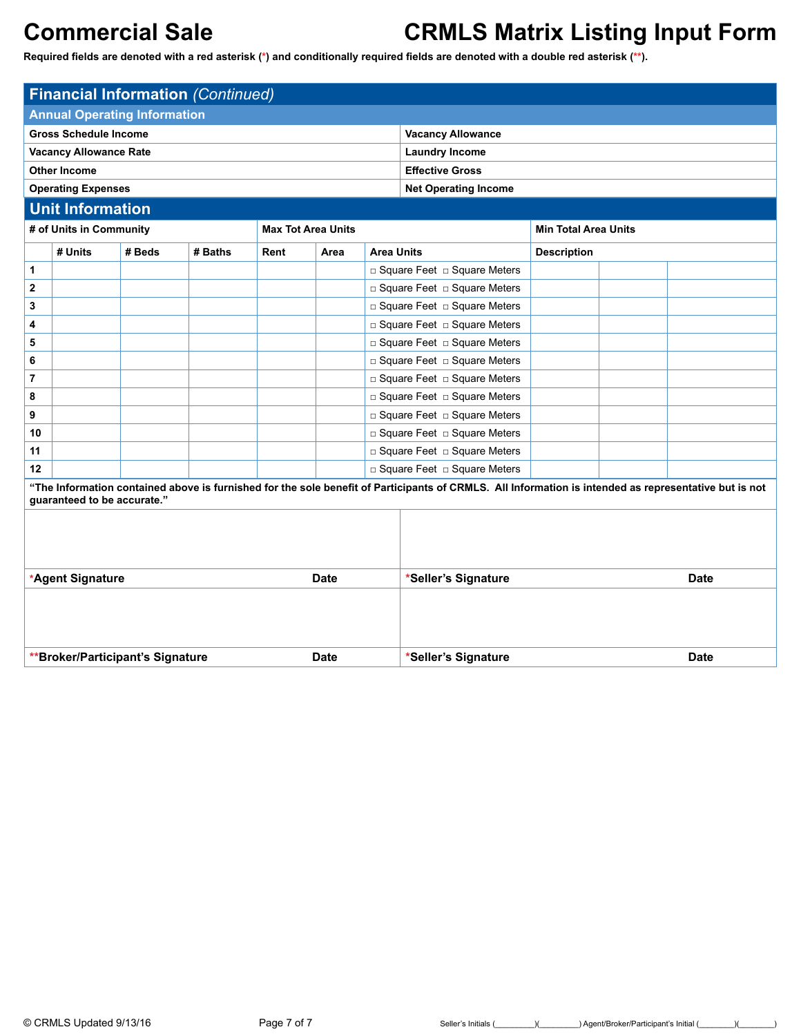# Commercial Sale — CRMLS Matrix Listing Input Form

**Required fields are denoted with a red asterisk (*) and conditionally required fields are denoted with a double red asterisk (**).**

## Financial Information *(Continued)*

### Annual Operating Information

| | |
|---|---|
| **Gross Schedule Income** | **Vacancy Allowance** |
| **Vacancy Allowance Rate** | **Laundry Income** |
| **Other Income** | **Effective Gross** |
| **Operating Expenses** | **Net Operating Income** |

## Unit Information

| | | |
|---|---|---|
| **# of Units in Community** | **Max Tot Area Units** | **Min Total Area Units** |

| | # Units | # Beds | # Baths | Rent | Area | Area Units | Description | | |
|---|---|---|---|---|---|---|---|---|---|
| 1 | | | | | | □ Square Feet □ Square Meters | | | |
| 2 | | | | | | □ Square Feet □ Square Meters | | | |
| 3 | | | | | | □ Square Feet □ Square Meters | | | |
| 4 | | | | | | □ Square Feet □ Square Meters | | | |
| 5 | | | | | | □ Square Feet □ Square Meters | | | |
| 6 | | | | | | □ Square Feet □ Square Meters | | | |
| 7 | | | | | | □ Square Feet □ Square Meters | | | |
| 8 | | | | | | □ Square Feet □ Square Meters | | | |
| 9 | | | | | | □ Square Feet □ Square Meters | | | |
| 10 | | | | | | □ Square Feet □ Square Meters | | | |
| 11 | | | | | | □ Square Feet □ Square Meters | | | |
| 12 | | | | | | □ Square Feet □ Square Meters | | | |

**"The Information contained above is furnished for the sole benefit of Participants of CRMLS. All Information is intended as representative but is not guaranteed to be accurate."**

| | |
|---|---|
| | |
| ***Agent Signature** Date | ***Seller's Signature** Date |
| | |
| ****Broker/Participant's Signature** Date | ***Seller's Signature** Date |

© CRMLS Updated 9/13/16

Seller's Initials (________)(________) Agent/Broker/Participant's Initial (________)(________)